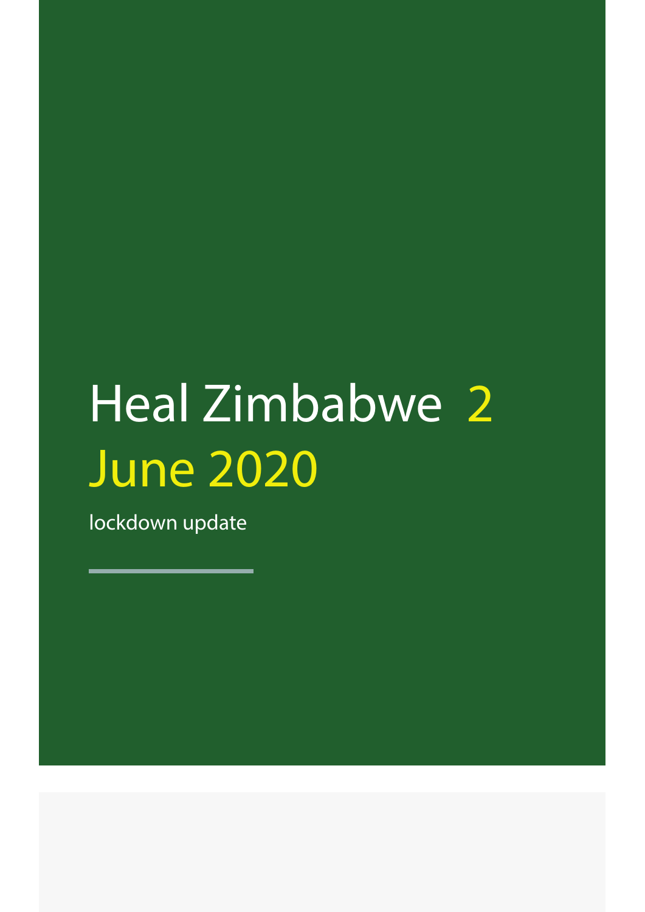# Heal Zimbabwe 2 June 2020

lockdown update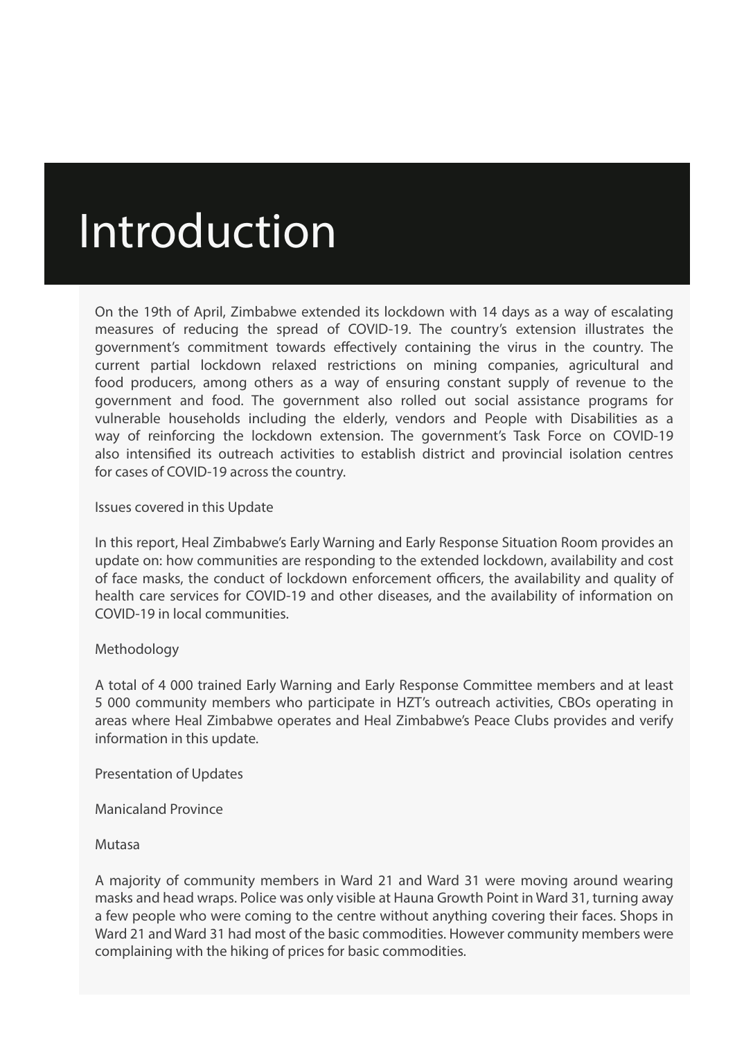# Introduction

On the 19th of April, Zimbabwe extended its lockdown with 14 days as a way of escalating measures of reducing the spread of COVID-19. The country's extension illustrates the government's commitment towards effectively containing the virus in the country. The current partial lockdown relaxed restrictions on mining companies, agricultural and food producers, among others as a way of ensuring constant supply of revenue to the government and food. The government also rolled out social assistance programs for vulnerable households including the elderly, vendors and People with Disabilities as a way of reinforcing the lockdown extension. The government's Task Force on COVID-19 also intensified its outreach activities to establish district and provincial isolation centres for cases of COVID-19 across the country.

## Issues covered in this Update

In this report, Heal Zimbabwe's Early Warning and Early Response Situation Room provides an update on: how communities are responding to the extended lockdown, availability and cost of face masks, the conduct of lockdown enforcement officers, the availability and quality of health care services for COVID-19 and other diseases, and the availability of information on COVID-19 in local communities.

## Methodology

A total of 4 000 trained Early Warning and Early Response Committee members and at least 5 000 community members who participate in HZT's outreach activities, CBOs operating in areas where Heal Zimbabwe operates and Heal Zimbabwe's Peace Clubs provides and verify information in this update.

## Presentation of Updates

### Manicaland Province

#### Mutasa

A majority of community members in Ward 21 and Ward 31 were moving around wearing masks and head wraps. Police was only visible at Hauna Growth Point in Ward 31, turning away a few people who were coming to the centre without anything covering their faces. Shops in Ward 21 and Ward 31 had most of the basic commodities. However community members were complaining with the hiking of prices for basic commodities.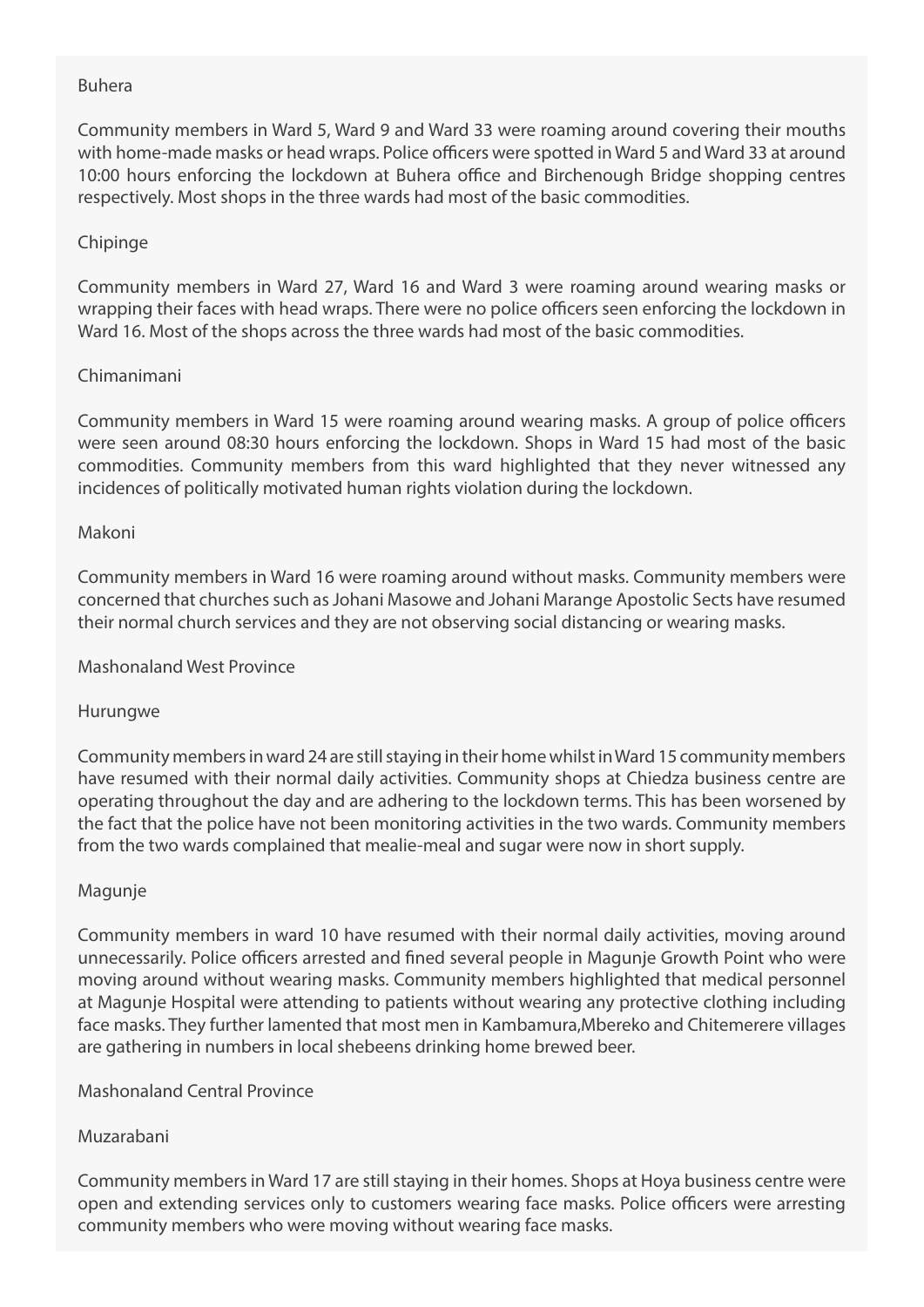### Buhera

Community members in Ward 5, Ward 9 and Ward 33 were roaming around covering their mouths with home-made masks or head wraps. Police officers were spotted in Ward 5 and Ward 33 at around 10:00 hours enforcing the lockdown at Buhera office and Birchenough Bridge shopping centres respectively. Most shops in the three wards had most of the basic commodities.

### Chipinge

Community members in Ward 27, Ward 16 and Ward 3 were roaming around wearing masks or wrapping their faces with head wraps. There were no police officers seen enforcing the lockdown in Ward 16. Most of the shops across the three wards had most of the basic commodities.

### Chimanimani

Community members in Ward 15 were roaming around wearing masks. A group of police officers were seen around 08:30 hours enforcing the lockdown. Shops in Ward 15 had most of the basic commodities. Community members from this ward highlighted that they never witnessed any incidences of politically motivated human rights violation during the lockdown.

### Makoni

Community members in Ward 16 were roaming around without masks. Community members were concerned that churches such as Johani Masowe and Johani Marange Apostolic Sects have resumed their normal church services and they are not observing social distancing or wearing masks.

## Mashonaland West Province

### Hurungwe

Community members in ward 24 are still staying in their home whilst in Ward 15 community members have resumed with their normal daily activities. Community shops at Chiedza business centre are operating throughout the day and are adhering to the lockdown terms. This has been worsened by the fact that the police have not been monitoring activities in the two wards. Community members from the two wards complained that mealie-meal and sugar were now in short supply.

### Magunje

Community members in ward 10 have resumed with their normal daily activities, moving around unnecessarily. Police officers arrested and fined several people in Magunje Growth Point who were moving around without wearing masks. Community members highlighted that medical personnel at Magunje Hospital were attending to patients without wearing any protective clothing including face masks. They further lamented that most men in Kambamura,Mbereko and Chitemerere villages are gathering in numbers in local shebeens drinking home brewed beer.

## Mashonaland Central Province

### Muzarabani

Community members in Ward 17 are still staying in their homes. Shops at Hoya business centre were open and extending services only to customers wearing face masks. Police officers were arresting community members who were moving without wearing face masks.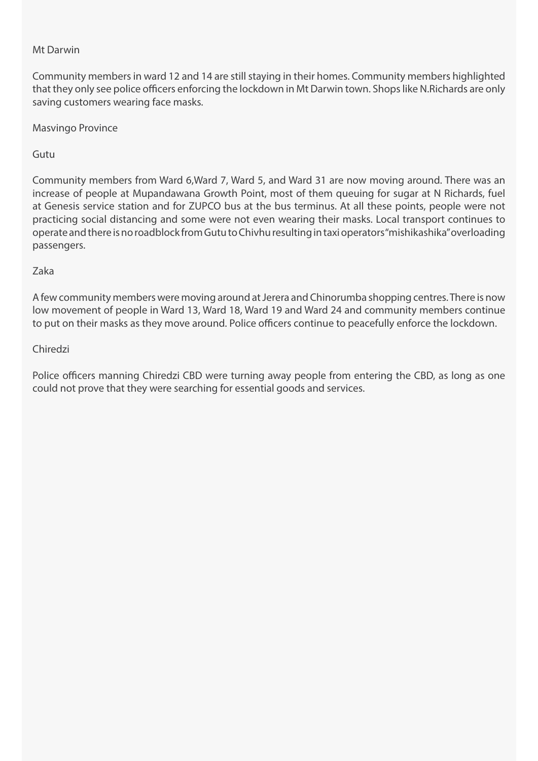Mt Darwin

Community members in ward 12 and 14 are still staying in their homes. Community members highlighted that they only see police officers enforcing the lockdown in Mt Darwin town. Shops like N.Richards are only saving customers wearing face masks.

Masvingo Province

Gutu

Community members from Ward 6,Ward 7, Ward 5, and Ward 31 are now moving around. There was an increase of people at Mupandawana Growth Point, most of them queuing for sugar at N Richards, fuel at Genesis service station and for ZUPCO bus at the bus terminus. At all these points, people were not practicing social distancing and some were not even wearing their masks. Local transport continues to operate and there is no roadblock from Gutu to Chivhu resulting in taxi operators "mishikashika" overloading passengers.

Zaka

A few community members were moving around at Jerera and Chinorumba shopping centres. There is now low movement of people in Ward 13, Ward 18, Ward 19 and Ward 24 and community members continue to put on their masks as they move around. Police officers continue to peacefully enforce the lockdown.

Chiredzi

Police officers manning Chiredzi CBD were turning away people from entering the CBD, as long as one could not prove that they were searching for essential goods and services.